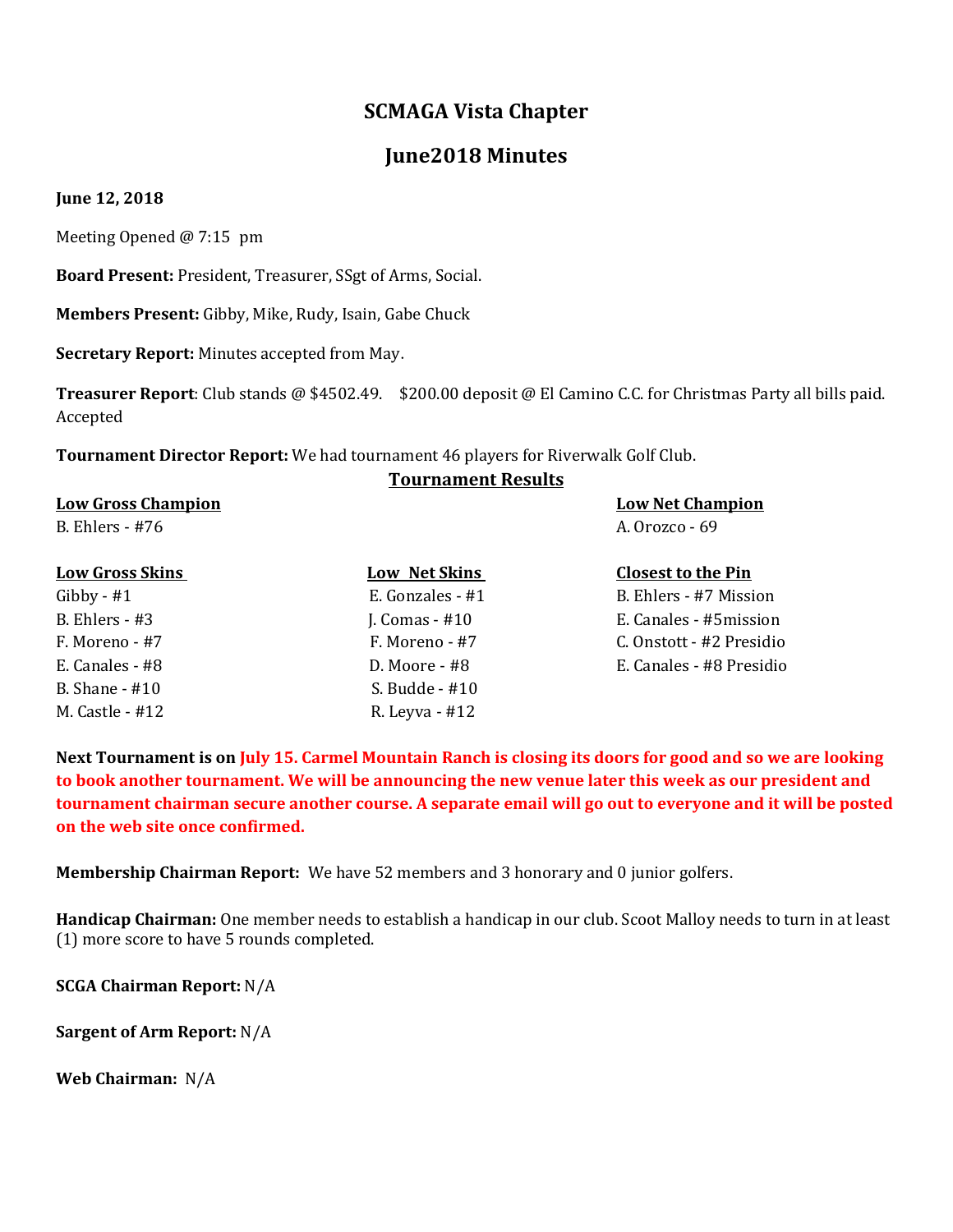# SCMAGA Vista Chapter

## June2018 Minutes

**June 12, 2018**

Meeting Opened @ 7:15 pm

**Board Present:** President, Treasurer, SSgt of Arms, Social.

**Members Present:** Gibby, Mike, Rudy, Isain, Gabe Chuck

**Secretary Report:** Minutes accepted from May.

**Treasurer Report**: Club stands @ $4502.49. $200.00 deposit @ El Camino C.C. for Christmas Party all bills paid. Accepted

**Tournament Director Report:** We had tournament 46 players for Riverwalk Golf Club.

**Tournament Results**

**Low Gross Champion**
B. Ehlers - #76

**Low Net Champion**
A. Orozco - 69

| **Low Gross Skins** | **Low Net Skins** | **Closest to the Pin** |
|---|---|---|
| Gibby - #1 | E. Gonzales - #1 | B. Ehlers - #7 Mission |
| B. Ehlers - #3 | J. Comas - #10 | E. Canales - #5mission |
| F. Moreno - #7 | F. Moreno - #7 | C. Onstott - #2 Presidio |
| E. Canales - #8 | D. Moore - #8 | E. Canales - #8 Presidio |
| B. Shane - #10 | S. Budde - #10 | |
| M. Castle - #12 | R. Leyva - #12 | |

**Next Tournament is on July 15. Carmel Mountain Ranch is closing its doors for good and so we are looking to book another tournament. We will be announcing the new venue later this week as our president and tournament chairman secure another course. A separate email will go out to everyone and it will be posted on the web site once confirmed.**

**Membership Chairman Report:** We have 52 members and 3 honorary and 0 junior golfers.

**Handicap Chairman:** One member needs to establish a handicap in our club. Scoot Malloy needs to turn in at least (1) more score to have 5 rounds completed.

**SCGA Chairman Report:** N/A

**Sargent of Arm Report:** N/A

**Web Chairman:** N/A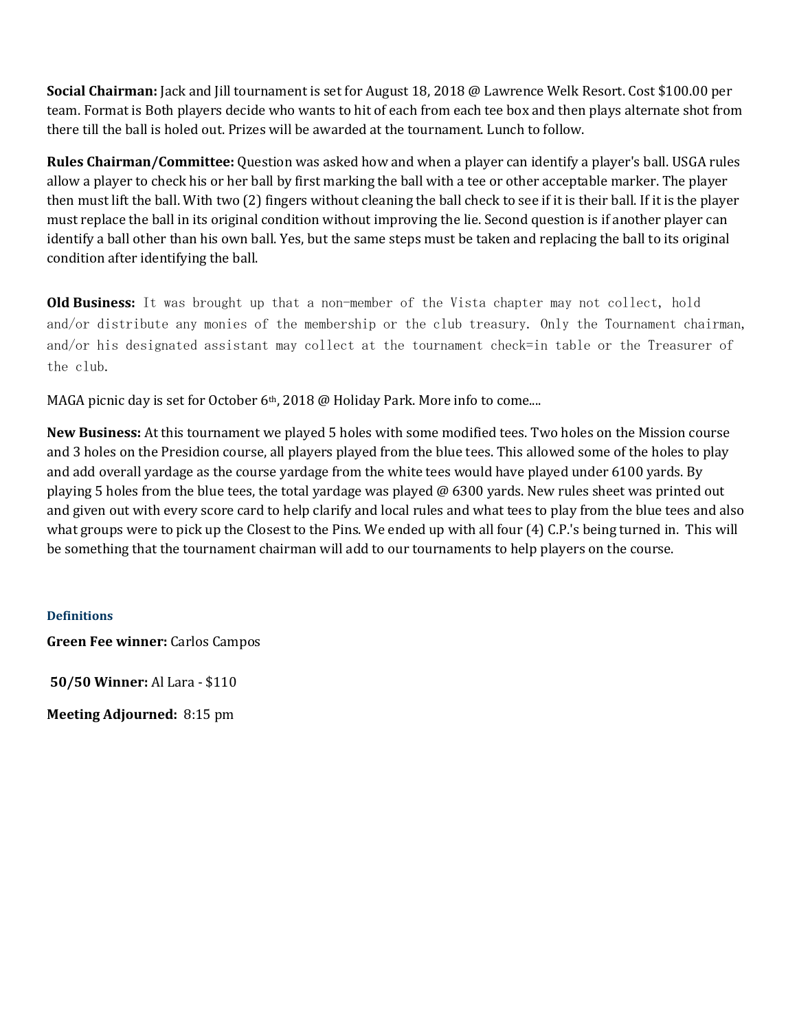**Social Chairman:** Jack and Jill tournament is set for August 18, 2018 @ Lawrence Welk Resort. Cost $100.00 per team. Format is Both players decide who wants to hit of each from each tee box and then plays alternate shot from there till the ball is holed out. Prizes will be awarded at the tournament. Lunch to follow.

**Rules Chairman/Committee:** Question was asked how and when a player can identify a player's ball. USGA rules allow a player to check his or her ball by first marking the ball with a tee or other acceptable marker. The player then must lift the ball. With two (2) fingers without cleaning the ball check to see if it is their ball. If it is the player must replace the ball in its original condition without improving the lie. Second question is if another player can identify a ball other than his own ball. Yes, but the same steps must be taken and replacing the ball to its original condition after identifying the ball.

**Old Business:** It was brought up that a non-member of the Vista chapter may not collect, hold and/or distribute any monies of the membership or the club treasury. Only the Tournament chairman, and/or his designated assistant may collect at the tournament check=in table or the Treasurer of the club.

MAGA picnic day is set for October 6th, 2018 @ Holiday Park. More info to come....

**New Business:** At this tournament we played 5 holes with some modified tees. Two holes on the Mission course and 3 holes on the Presidion course, all players played from the blue tees. This allowed some of the holes to play and add overall yardage as the course yardage from the white tees would have played under 6100 yards. By playing 5 holes from the blue tees, the total yardage was played @ 6300 yards. New rules sheet was printed out and given out with every score card to help clarify and local rules and what tees to play from the blue tees and also what groups were to pick up the Closest to the Pins. We ended up with all four (4) C.P.'s being turned in. This will be something that the tournament chairman will add to our tournaments to help players on the course.

### Definitions

**Green Fee winner:** Carlos Campos

**50/50 Winner:** Al Lara - $110

**Meeting Adjourned:** 8:15 pm